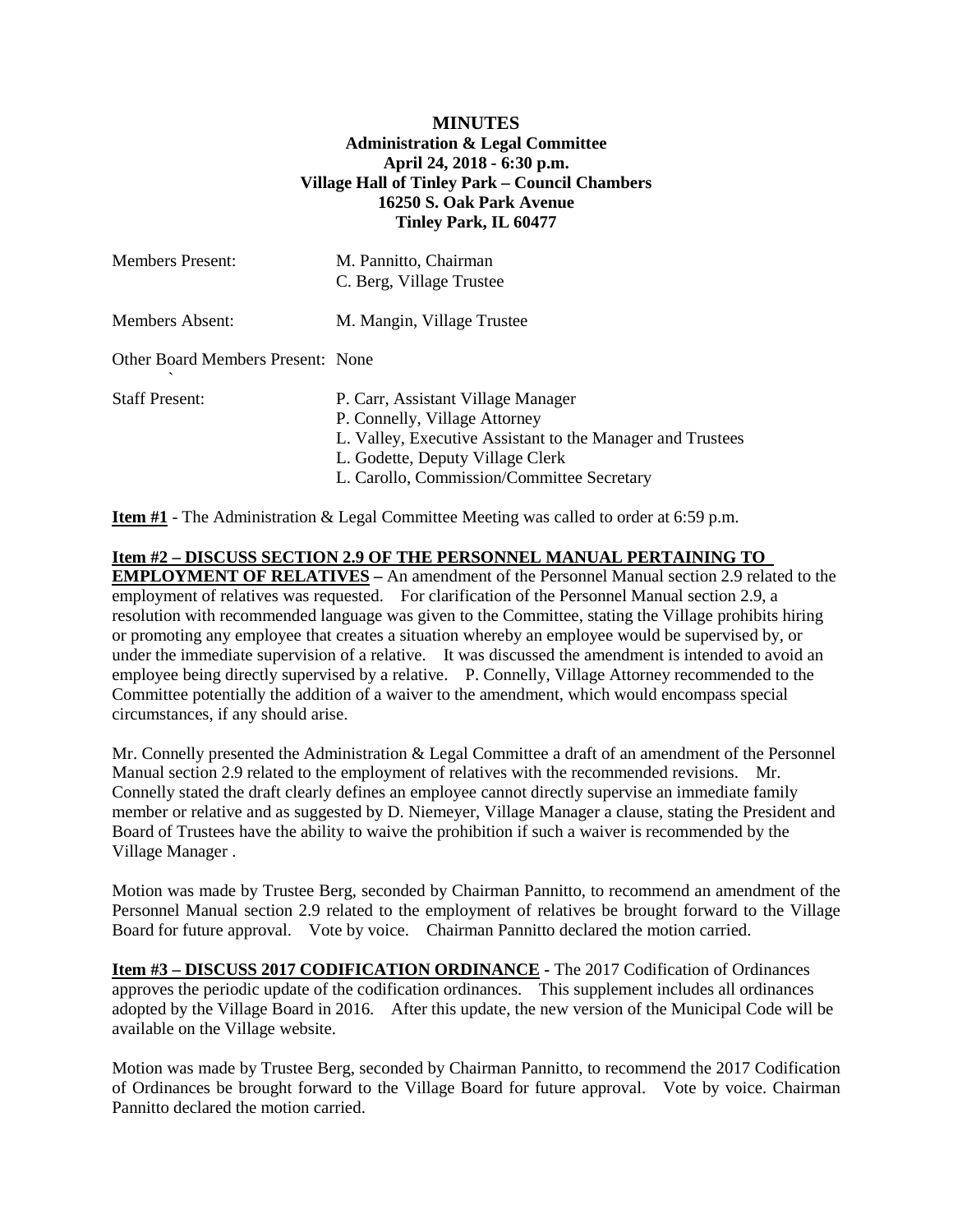**MINUTES**
**Administration & Legal Committee**
**April 24, 2018 - 6:30 p.m.**
**Village Hall of Tinley Park – Council Chambers**
**16250 S. Oak Park Avenue**
**Tinley Park, IL 60477**

| | |
|---|---|
| Members Present: | M. Pannitto, Chairman<br>C. Berg, Village Trustee |
| Members Absent: | M. Mangin, Village Trustee |
| Other Board Members Present: | None |
| Staff Present: | P. Carr, Assistant Village Manager<br>P. Connelly, Village Attorney<br>L. Valley, Executive Assistant to the Manager and Trustees<br>L. Godette, Deputy Village Clerk<br>L. Carollo, Commission/Committee Secretary |

**Item #1** - The Administration & Legal Committee Meeting was called to order at 6:59 p.m.

**Item #2 – DISCUSS SECTION 2.9 OF THE PERSONNEL MANUAL PERTAINING TO EMPLOYMENT OF RELATIVES –** An amendment of the Personnel Manual section 2.9 related to the employment of relatives was requested. For clarification of the Personnel Manual section 2.9, a resolution with recommended language was given to the Committee, stating the Village prohibits hiring or promoting any employee that creates a situation whereby an employee would be supervised by, or under the immediate supervision of a relative. It was discussed the amendment is intended to avoid an employee being directly supervised by a relative. P. Connelly, Village Attorney recommended to the Committee potentially the addition of a waiver to the amendment, which would encompass special circumstances, if any should arise.

Mr. Connelly presented the Administration & Legal Committee a draft of an amendment of the Personnel Manual section 2.9 related to the employment of relatives with the recommended revisions. Mr. Connelly stated the draft clearly defines an employee cannot directly supervise an immediate family member or relative and as suggested by D. Niemeyer, Village Manager a clause, stating the President and Board of Trustees have the ability to waive the prohibition if such a waiver is recommended by the Village Manager .

Motion was made by Trustee Berg, seconded by Chairman Pannitto, to recommend an amendment of the Personnel Manual section 2.9 related to the employment of relatives be brought forward to the Village Board for future approval. Vote by voice. Chairman Pannitto declared the motion carried.

**Item #3 – DISCUSS 2017 CODIFICATION ORDINANCE -** The 2017 Codification of Ordinances approves the periodic update of the codification ordinances. This supplement includes all ordinances adopted by the Village Board in 2016. After this update, the new version of the Municipal Code will be available on the Village website.

Motion was made by Trustee Berg, seconded by Chairman Pannitto, to recommend the 2017 Codification of Ordinances be brought forward to the Village Board for future approval. Vote by voice. Chairman Pannitto declared the motion carried.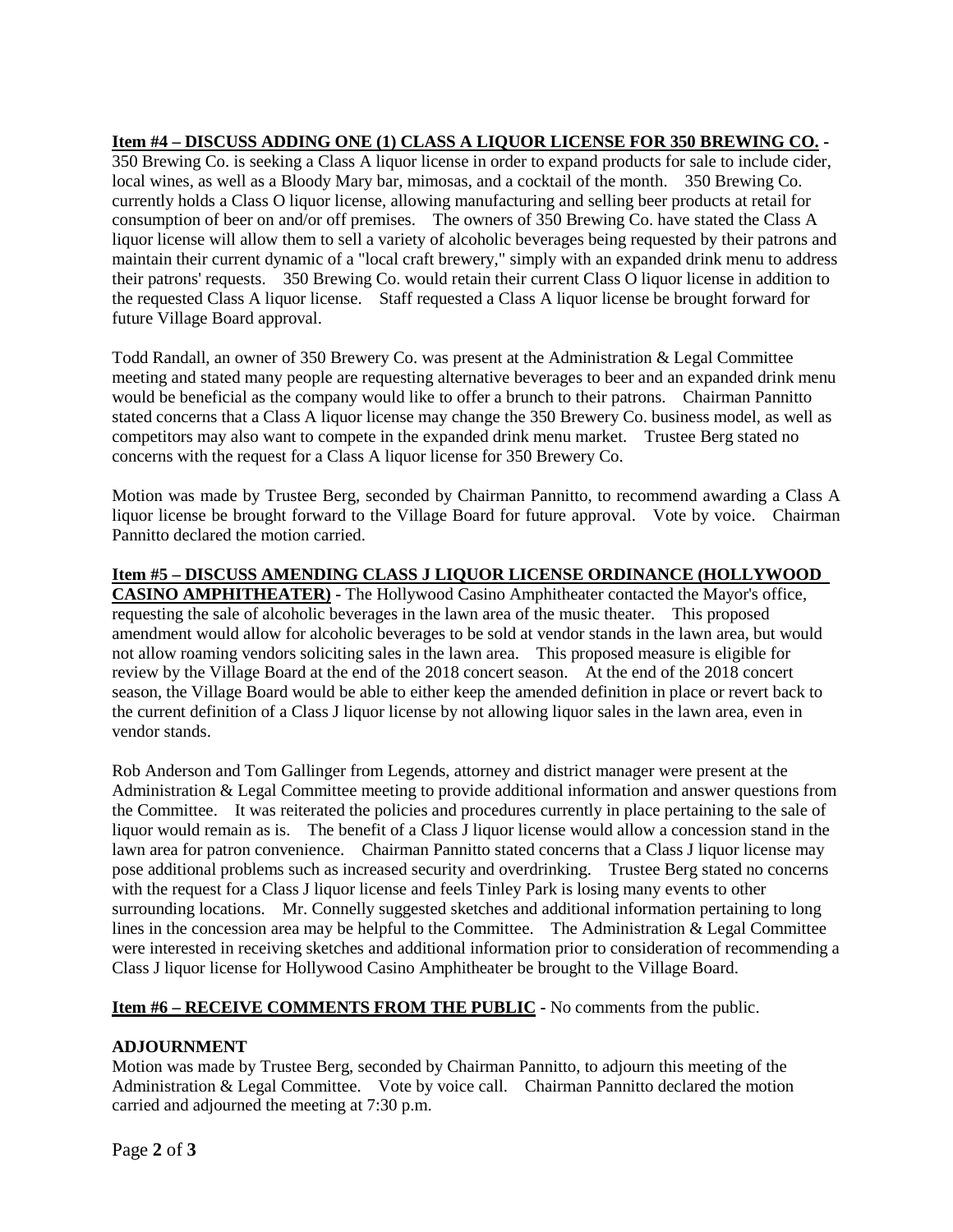**Item #4 – DISCUSS ADDING ONE (1) CLASS A LIQUOR LICENSE FOR 350 BREWING CO.** - 350 Brewing Co. is seeking a Class A liquor license in order to expand products for sale to include cider, local wines, as well as a Bloody Mary bar, mimosas, and a cocktail of the month. 350 Brewing Co. currently holds a Class O liquor license, allowing manufacturing and selling beer products at retail for consumption of beer on and/or off premises. The owners of 350 Brewing Co. have stated the Class A liquor license will allow them to sell a variety of alcoholic beverages being requested by their patrons and maintain their current dynamic of a "local craft brewery," simply with an expanded drink menu to address their patrons' requests. 350 Brewing Co. would retain their current Class O liquor license in addition to the requested Class A liquor license. Staff requested a Class A liquor license be brought forward for future Village Board approval.

Todd Randall, an owner of 350 Brewery Co. was present at the Administration & Legal Committee meeting and stated many people are requesting alternative beverages to beer and an expanded drink menu would be beneficial as the company would like to offer a brunch to their patrons. Chairman Pannitto stated concerns that a Class A liquor license may change the 350 Brewery Co. business model, as well as competitors may also want to compete in the expanded drink menu market. Trustee Berg stated no concerns with the request for a Class A liquor license for 350 Brewery Co.

Motion was made by Trustee Berg, seconded by Chairman Pannitto, to recommend awarding a Class A liquor license be brought forward to the Village Board for future approval. Vote by voice. Chairman Pannitto declared the motion carried.

**Item #5 – DISCUSS AMENDING CLASS J LIQUOR LICENSE ORDINANCE (HOLLYWOOD CASINO AMPHITHEATER)** - The Hollywood Casino Amphitheater contacted the Mayor's office, requesting the sale of alcoholic beverages in the lawn area of the music theater. This proposed amendment would allow for alcoholic beverages to be sold at vendor stands in the lawn area, but would not allow roaming vendors soliciting sales in the lawn area. This proposed measure is eligible for review by the Village Board at the end of the 2018 concert season. At the end of the 2018 concert season, the Village Board would be able to either keep the amended definition in place or revert back to the current definition of a Class J liquor license by not allowing liquor sales in the lawn area, even in vendor stands.

Rob Anderson and Tom Gallinger from Legends, attorney and district manager were present at the Administration & Legal Committee meeting to provide additional information and answer questions from the Committee. It was reiterated the policies and procedures currently in place pertaining to the sale of liquor would remain as is. The benefit of a Class J liquor license would allow a concession stand in the lawn area for patron convenience. Chairman Pannitto stated concerns that a Class J liquor license may pose additional problems such as increased security and overdrinking. Trustee Berg stated no concerns with the request for a Class J liquor license and feels Tinley Park is losing many events to other surrounding locations. Mr. Connelly suggested sketches and additional information pertaining to long lines in the concession area may be helpful to the Committee. The Administration & Legal Committee were interested in receiving sketches and additional information prior to consideration of recommending a Class J liquor license for Hollywood Casino Amphitheater be brought to the Village Board.

**Item #6 – RECEIVE COMMENTS FROM THE PUBLIC** - No comments from the public.

**ADJOURNMENT**

Motion was made by Trustee Berg, seconded by Chairman Pannitto, to adjourn this meeting of the Administration & Legal Committee. Vote by voice call. Chairman Pannitto declared the motion carried and adjourned the meeting at 7:30 p.m.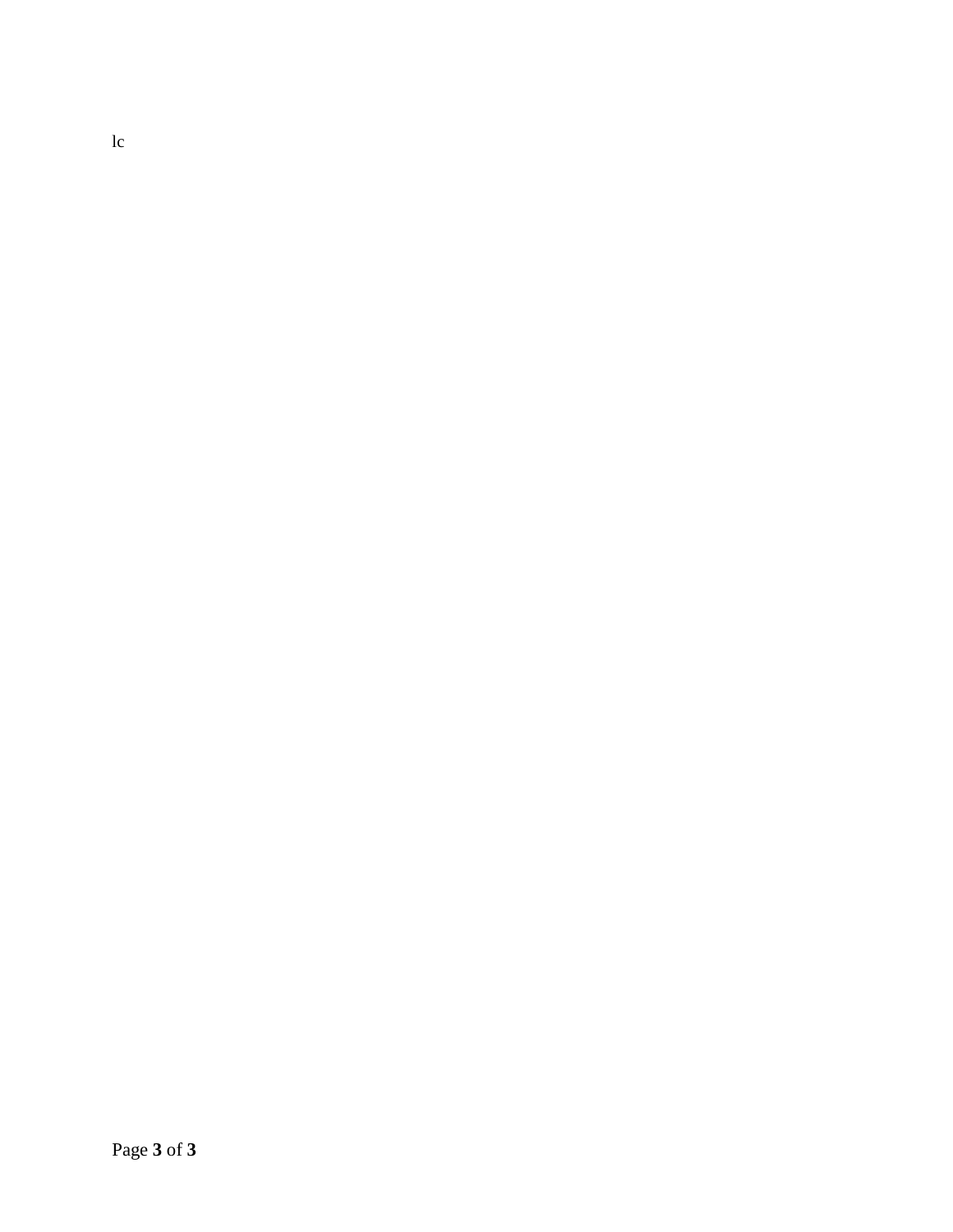lc